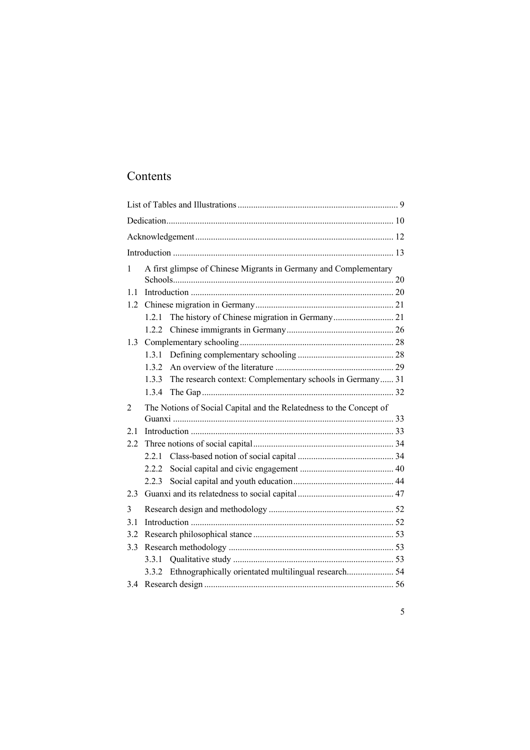# Contents

List of Tables and Illustrations ........................................................................ 9

Dedication..................................................................................................... 10

Acknowledgement ........................................................................................ 12

Introduction .................................................................................................. 13

1 A first glimpse of Chinese Migrants in Germany and Complementary Schools.................................................................................................. 20

1.1 Introduction ........................................................................................... 20

1.2 Chinese migration in Germany .............................................................. 21

- 1.2.1 The history of Chinese migration in Germany ........................... 21
- 1.2.2 Chinese immigrants in Germany ................................................ 26

1.3 Complementary schooling ..................................................................... 28

- 1.3.1 Defining complementary schooling ........................................... 28
- 1.3.2 An overview of the literature ..................................................... 29
- 1.3.3 The research context: Complementary schools in Germany ...... 31
- 1.3.4 The Gap ..................................................................................... 32

2 The Notions of Social Capital and the Relatedness to the Concept of Guanxi ................................................................................................... 33

2.1 Introduction ........................................................................................... 33

2.2 Three notions of social capital ............................................................... 34

- 2.2.1 Class-based notion of social capital ........................................... 34
- 2.2.2 Social capital and civic engagement .......................................... 40
- 2.2.3 Social capital and youth education ............................................. 44

2.3 Guanxi and its relatedness to social capital ........................................... 47

3 Research design and methodology ........................................................ 52

3.1 Introduction ........................................................................................... 52

3.2 Research philosophical stance ............................................................... 53

3.3 Research methodology .......................................................................... 53

- 3.3.1 Qualitative study ....................................................................... 53
- 3.3.2 Ethnographically orientated multilingual research..................... 54

3.4 Research design ..................................................................................... 56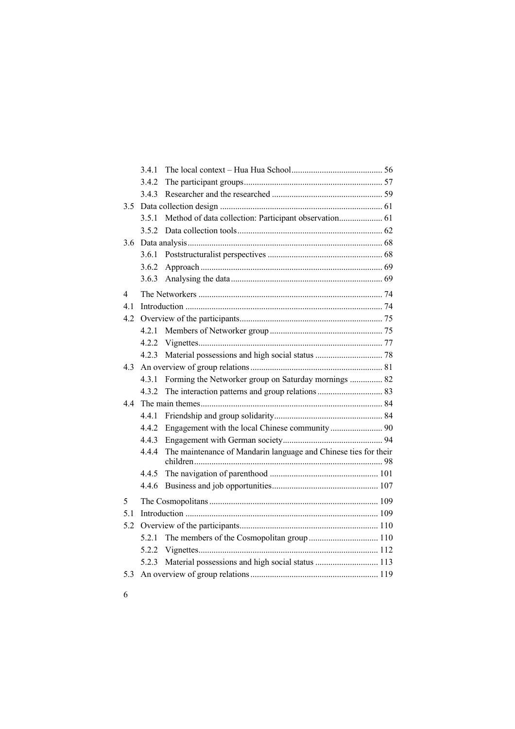3.4.1 The local context – Hua Hua School .......... 56
3.4.2 The participant groups .......... 57
3.4.3 Researcher and the researched .......... 59

3.5 Data collection design .......... 61
3.5.1 Method of data collection: Participant observation .......... 61
3.5.2 Data collection tools .......... 62

3.6 Data analysis .......... 68
3.6.1 Poststructuralist perspectives .......... 68
3.6.2 Approach .......... 69
3.6.3 Analysing the data .......... 69

4 The Networkers .......... 74

4.1 Introduction .......... 74

4.2 Overview of the participants .......... 75
4.2.1 Members of Networker group .......... 75
4.2.2 Vignettes .......... 77
4.2.3 Material possessions and high social status .......... 78

4.3 An overview of group relations .......... 81
4.3.1 Forming the Networker group on Saturday mornings .......... 82
4.3.2 The interaction patterns and group relations .......... 83

4.4 The main themes .......... 84
4.4.1 Friendship and group solidarity .......... 84
4.4.2 Engagement with the local Chinese community .......... 90
4.4.3 Engagement with German society .......... 94
4.4.4 The maintenance of Mandarin language and Chinese ties for their children .......... 98
4.4.5 The navigation of parenthood .......... 101
4.4.6 Business and job opportunities .......... 107

5 The Cosmopolitans .......... 109

5.1 Introduction .......... 109

5.2 Overview of the participants .......... 110
5.2.1 The members of the Cosmopolitan group .......... 110
5.2.2 Vignettes .......... 112
5.2.3 Material possessions and high social status .......... 113

5.3 An overview of group relations .......... 119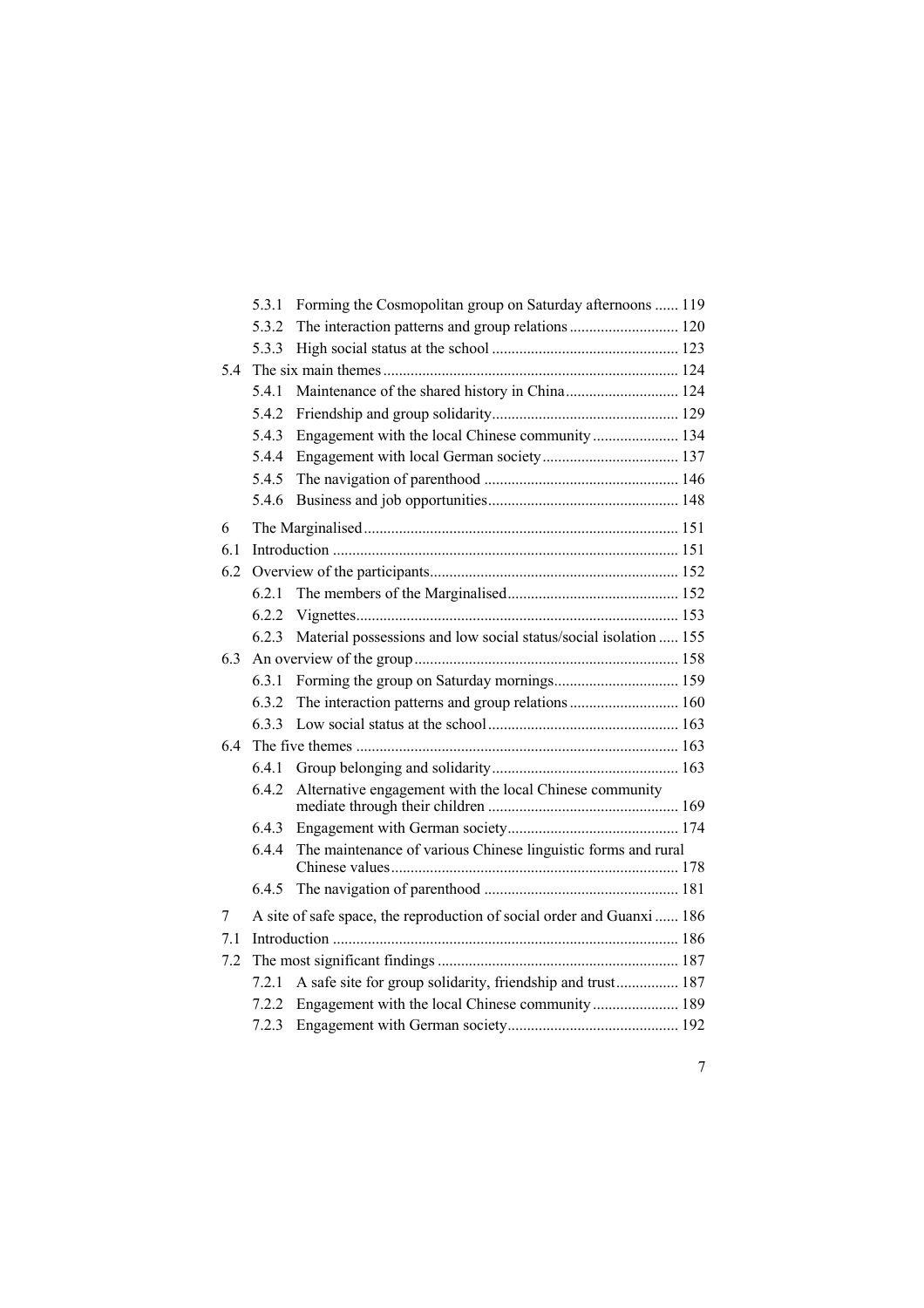- 5.3.1 Forming the Cosmopolitan group on Saturday afternoons ...... 119
- 5.3.2 The interaction patterns and group relations ............................ 120
- 5.3.3 High social status at the school ................................................ 123
- 5.4 The six main themes ........................................................................... 124
  - 5.4.1 Maintenance of the shared history in China ............................. 124
  - 5.4.2 Friendship and group solidarity ................................................ 129
  - 5.4.3 Engagement with the local Chinese community ...................... 134
  - 5.4.4 Engagement with local German society ................................... 137
  - 5.4.5 The navigation of parenthood .................................................. 146
  - 5.4.6 Business and job opportunities ................................................. 148

6 The Marginalised ................................................................................ 151

- 6.1 Introduction ........................................................................................ 151
- 6.2 Overview of the participants ............................................................... 152
  - 6.2.1 The members of the Marginalised ............................................ 152
  - 6.2.2 Vignettes .................................................................................. 153
  - 6.2.3 Material possessions and low social status/social isolation ..... 155
- 6.3 An overview of the group ................................................................... 158
  - 6.3.1 Forming the group on Saturday mornings ................................ 159
  - 6.3.2 The interaction patterns and group relations ............................ 160
  - 6.3.3 Low social status at the school ................................................. 163
- 6.4 The five themes .................................................................................. 163
  - 6.4.1 Group belonging and solidarity ................................................ 163
  - 6.4.2 Alternative engagement with the local Chinese community mediate through their children ................................................. 169
  - 6.4.3 Engagement with German society ............................................ 174
  - 6.4.4 The maintenance of various Chinese linguistic forms and rural Chinese values .......................................................................... 178
  - 6.4.5 The navigation of parenthood .................................................. 181

7 A site of safe space, the reproduction of social order and Guanxi ...... 186

- 7.1 Introduction ........................................................................................ 186
- 7.2 The most significant findings ............................................................. 187
  - 7.2.1 A safe site for group solidarity, friendship and trust ................ 187
  - 7.2.2 Engagement with the local Chinese community ...................... 189
  - 7.2.3 Engagement with German society ............................................ 192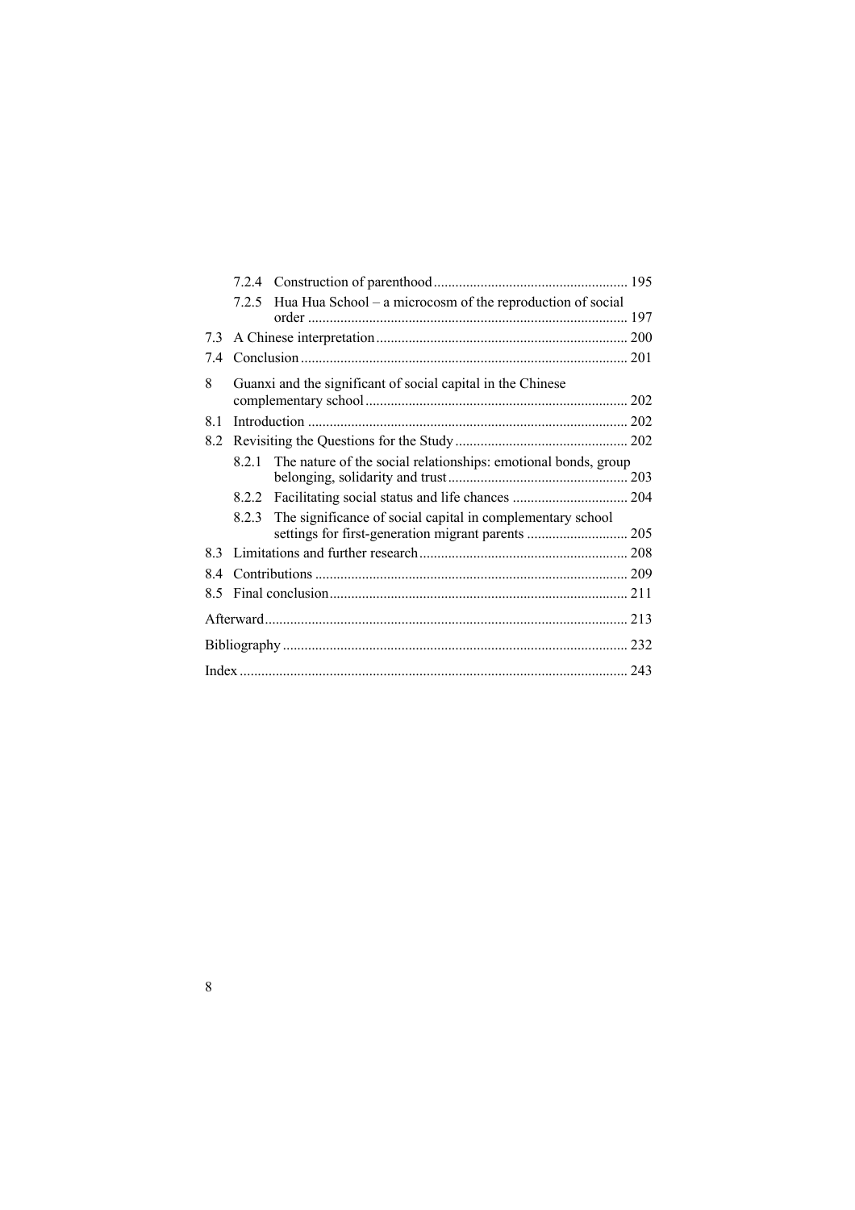- 7.2.4 Construction of parenthood ..................................................... 195
- 7.2.5 Hua Hua School – a microcosm of the reproduction of social order ........................................................................................ 197

7.3 A Chinese interpretation ..................................................................... 200

7.4 Conclusion .......................................................................................... 201

8 Guanxi and the significant of social capital in the Chinese complementary school ........................................................................ 202

8.1 Introduction ........................................................................................ 202

8.2 Revisiting the Questions for the Study ................................................ 202

- 8.2.1 The nature of the social relationships: emotional bonds, group belonging, solidarity and trust ................................................. 203
- 8.2.2 Facilitating social status and life chances ................................ 204
- 8.2.3 The significance of social capital in complementary school settings for first-generation migrant parents ............................ 205

8.3 Limitations and further research ......................................................... 208

8.4 Contributions ...................................................................................... 209

8.5 Final conclusion .................................................................................. 211

Afterward .................................................................................................... 213

Bibliography ............................................................................................... 232

Index ........................................................................................................... 243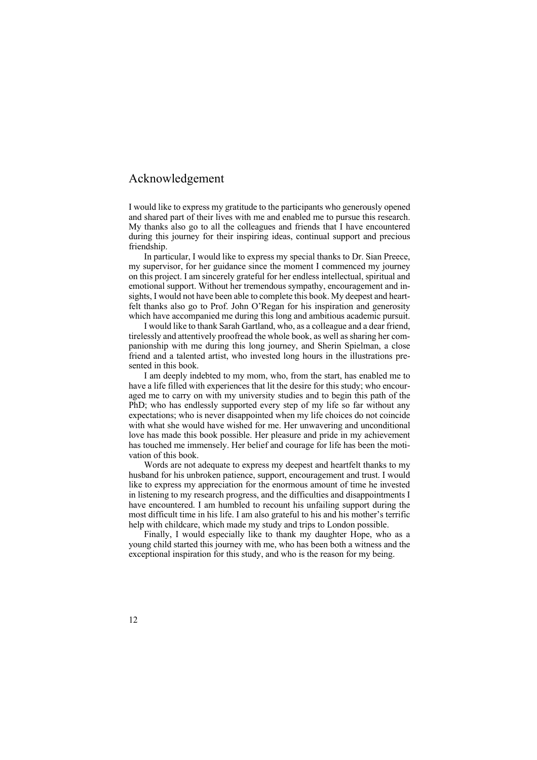# Acknowledgement

I would like to express my gratitude to the participants who generously opened and shared part of their lives with me and enabled me to pursue this research. My thanks also go to all the colleagues and friends that I have encountered during this journey for their inspiring ideas, continual support and precious friendship.

In particular, I would like to express my special thanks to Dr. Sian Preece, my supervisor, for her guidance since the moment I commenced my journey on this project. I am sincerely grateful for her endless intellectual, spiritual and emotional support. Without her tremendous sympathy, encouragement and insights, I would not have been able to complete this book. My deepest and heartfelt thanks also go to Prof. John O'Regan for his inspiration and generosity which have accompanied me during this long and ambitious academic pursuit.

I would like to thank Sarah Gartland, who, as a colleague and a dear friend, tirelessly and attentively proofread the whole book, as well as sharing her companionship with me during this long journey, and Sherin Spielman, a close friend and a talented artist, who invested long hours in the illustrations presented in this book.

I am deeply indebted to my mom, who, from the start, has enabled me to have a life filled with experiences that lit the desire for this study; who encouraged me to carry on with my university studies and to begin this path of the PhD; who has endlessly supported every step of my life so far without any expectations; who is never disappointed when my life choices do not coincide with what she would have wished for me. Her unwavering and unconditional love has made this book possible. Her pleasure and pride in my achievement has touched me immensely. Her belief and courage for life has been the motivation of this book.

Words are not adequate to express my deepest and heartfelt thanks to my husband for his unbroken patience, support, encouragement and trust. I would like to express my appreciation for the enormous amount of time he invested in listening to my research progress, and the difficulties and disappointments I have encountered. I am humbled to recount his unfailing support during the most difficult time in his life. I am also grateful to his and his mother's terrific help with childcare, which made my study and trips to London possible.

Finally, I would especially like to thank my daughter Hope, who as a young child started this journey with me, who has been both a witness and the exceptional inspiration for this study, and who is the reason for my being.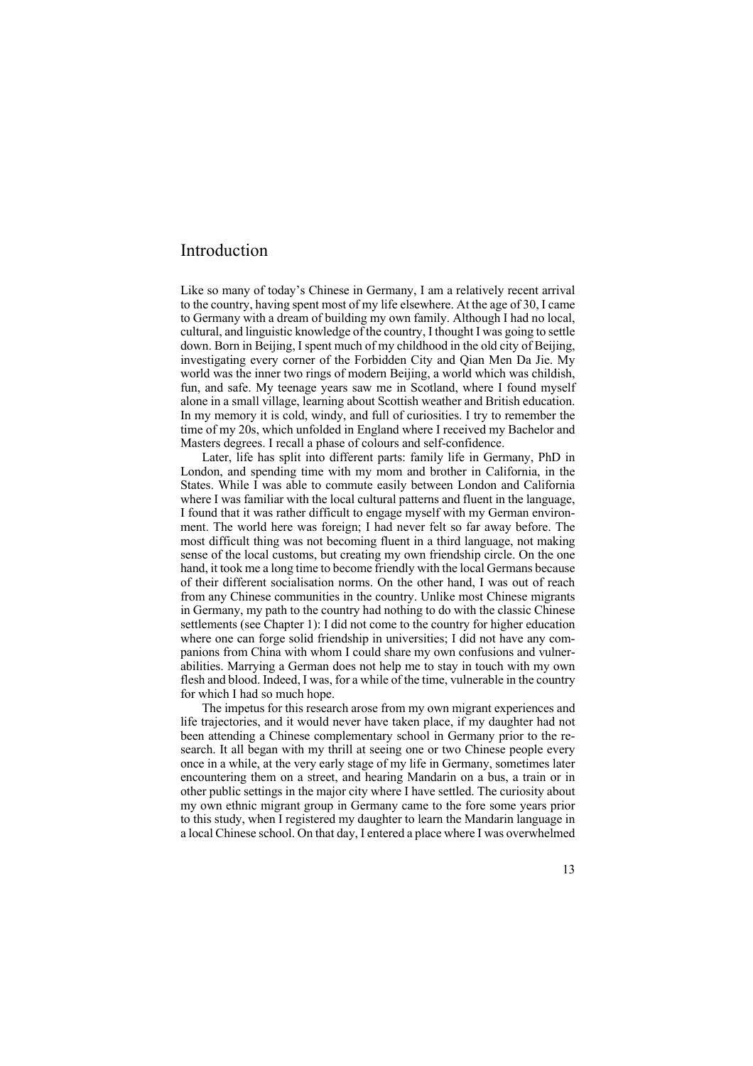# Introduction

Like so many of today's Chinese in Germany, I am a relatively recent arrival to the country, having spent most of my life elsewhere. At the age of 30, I came to Germany with a dream of building my own family. Although I had no local, cultural, and linguistic knowledge of the country, I thought I was going to settle down. Born in Beijing, I spent much of my childhood in the old city of Beijing, investigating every corner of the Forbidden City and Qian Men Da Jie. My world was the inner two rings of modern Beijing, a world which was childish, fun, and safe. My teenage years saw me in Scotland, where I found myself alone in a small village, learning about Scottish weather and British education. In my memory it is cold, windy, and full of curiosities. I try to remember the time of my 20s, which unfolded in England where I received my Bachelor and Masters degrees. I recall a phase of colours and self-confidence.

Later, life has split into different parts: family life in Germany, PhD in London, and spending time with my mom and brother in California, in the States. While I was able to commute easily between London and California where I was familiar with the local cultural patterns and fluent in the language, I found that it was rather difficult to engage myself with my German environment. The world here was foreign; I had never felt so far away before. The most difficult thing was not becoming fluent in a third language, not making sense of the local customs, but creating my own friendship circle. On the one hand, it took me a long time to become friendly with the local Germans because of their different socialisation norms. On the other hand, I was out of reach from any Chinese communities in the country. Unlike most Chinese migrants in Germany, my path to the country had nothing to do with the classic Chinese settlements (see Chapter 1): I did not come to the country for higher education where one can forge solid friendship in universities; I did not have any companions from China with whom I could share my own confusions and vulnerabilities. Marrying a German does not help me to stay in touch with my own flesh and blood. Indeed, I was, for a while of the time, vulnerable in the country for which I had so much hope.

The impetus for this research arose from my own migrant experiences and life trajectories, and it would never have taken place, if my daughter had not been attending a Chinese complementary school in Germany prior to the research. It all began with my thrill at seeing one or two Chinese people every once in a while, at the very early stage of my life in Germany, sometimes later encountering them on a street, and hearing Mandarin on a bus, a train or in other public settings in the major city where I have settled. The curiosity about my own ethnic migrant group in Germany came to the fore some years prior to this study, when I registered my daughter to learn the Mandarin language in a local Chinese school. On that day, I entered a place where I was overwhelmed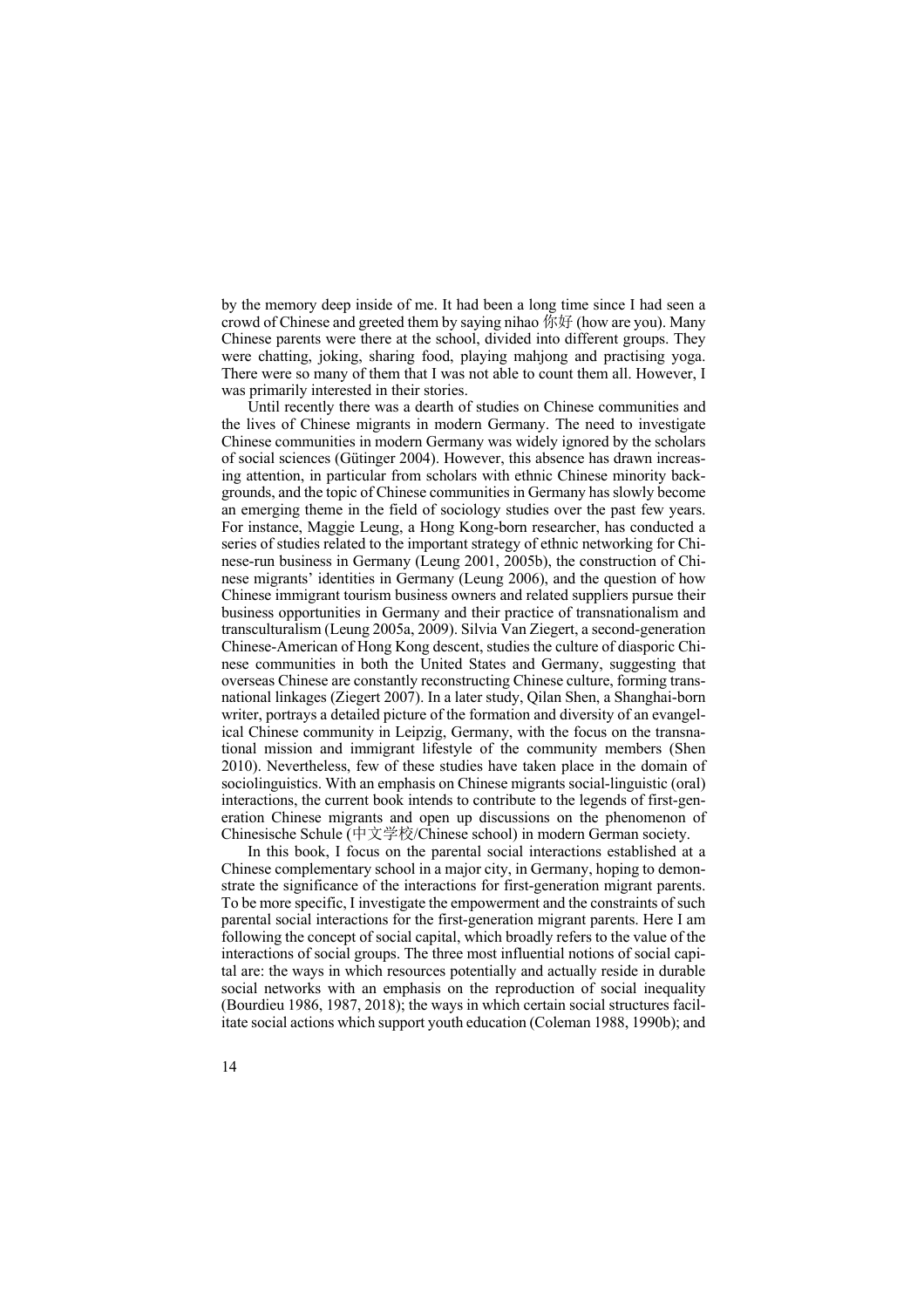by the memory deep inside of me. It had been a long time since I had seen a crowd of Chinese and greeted them by saying nihao 你好 (how are you). Many Chinese parents were there at the school, divided into different groups. They were chatting, joking, sharing food, playing mahjong and practising yoga. There were so many of them that I was not able to count them all. However, I was primarily interested in their stories.

Until recently there was a dearth of studies on Chinese communities and the lives of Chinese migrants in modern Germany. The need to investigate Chinese communities in modern Germany was widely ignored by the scholars of social sciences (Gütinger 2004). However, this absence has drawn increasing attention, in particular from scholars with ethnic Chinese minority backgrounds, and the topic of Chinese communities in Germany has slowly become an emerging theme in the field of sociology studies over the past few years. For instance, Maggie Leung, a Hong Kong-born researcher, has conducted a series of studies related to the important strategy of ethnic networking for Chinese-run business in Germany (Leung 2001, 2005b), the construction of Chinese migrants' identities in Germany (Leung 2006), and the question of how Chinese immigrant tourism business owners and related suppliers pursue their business opportunities in Germany and their practice of transnationalism and transculturalism (Leung 2005a, 2009). Silvia Van Ziegert, a second-generation Chinese-American of Hong Kong descent, studies the culture of diasporic Chinese communities in both the United States and Germany, suggesting that overseas Chinese are constantly reconstructing Chinese culture, forming transnational linkages (Ziegert 2007). In a later study, Qilan Shen, a Shanghai-born writer, portrays a detailed picture of the formation and diversity of an evangelical Chinese community in Leipzig, Germany, with the focus on the transnational mission and immigrant lifestyle of the community members (Shen 2010). Nevertheless, few of these studies have taken place in the domain of sociolinguistics. With an emphasis on Chinese migrants social-linguistic (oral) interactions, the current book intends to contribute to the legends of first-generation Chinese migrants and open up discussions on the phenomenon of Chinesische Schule (中文学校/Chinese school) in modern German society.

In this book, I focus on the parental social interactions established at a Chinese complementary school in a major city, in Germany, hoping to demonstrate the significance of the interactions for first-generation migrant parents. To be more specific, I investigate the empowerment and the constraints of such parental social interactions for the first-generation migrant parents. Here I am following the concept of social capital, which broadly refers to the value of the interactions of social groups. The three most influential notions of social capital are: the ways in which resources potentially and actually reside in durable social networks with an emphasis on the reproduction of social inequality (Bourdieu 1986, 1987, 2018); the ways in which certain social structures facilitate social actions which support youth education (Coleman 1988, 1990b); and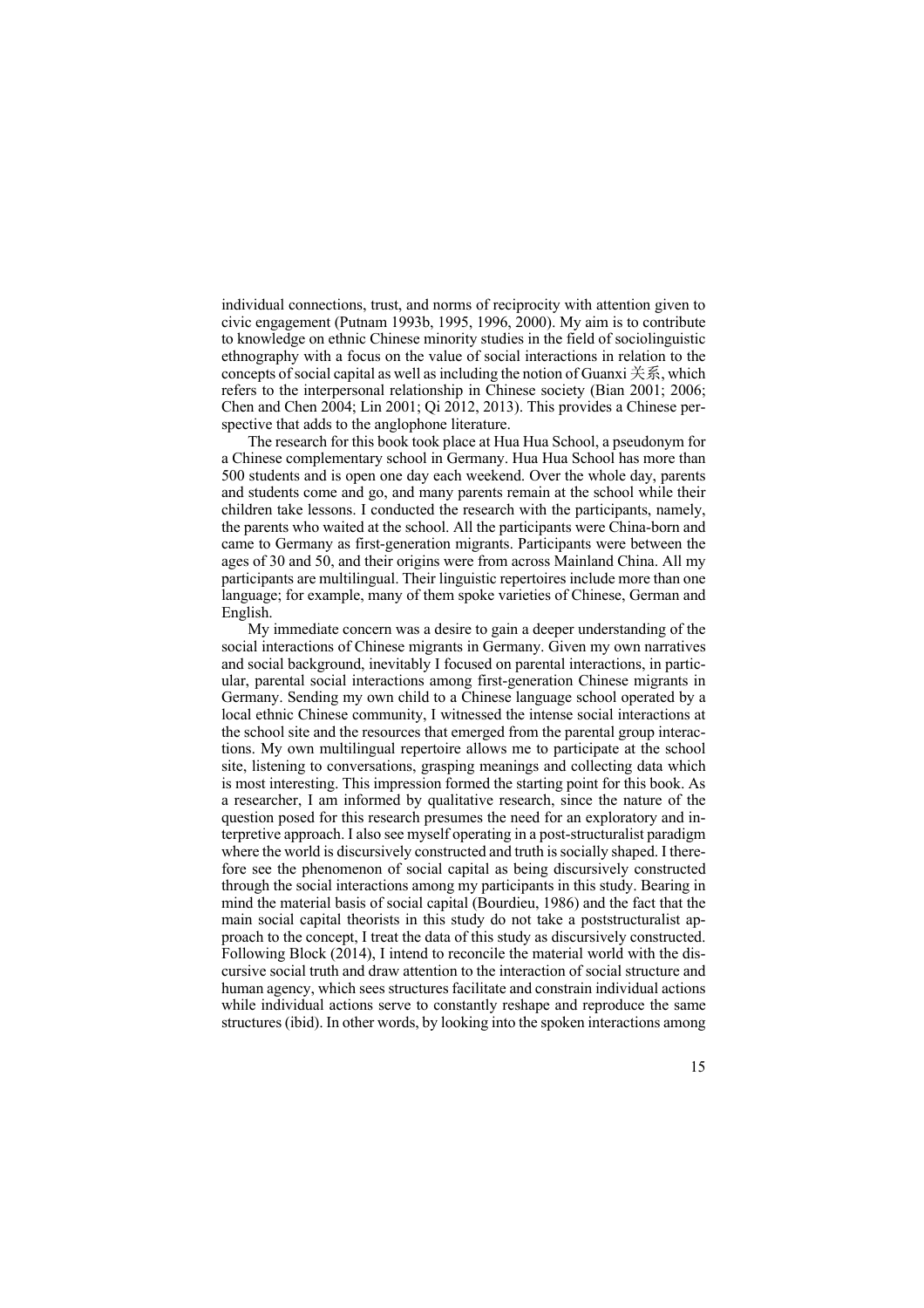individual connections, trust, and norms of reciprocity with attention given to civic engagement (Putnam 1993b, 1995, 1996, 2000). My aim is to contribute to knowledge on ethnic Chinese minority studies in the field of sociolinguistic ethnography with a focus on the value of social interactions in relation to the concepts of social capital as well as including the notion of Guanxi 关系, which refers to the interpersonal relationship in Chinese society (Bian 2001; 2006; Chen and Chen 2004; Lin 2001; Qi 2012, 2013). This provides a Chinese perspective that adds to the anglophone literature.

The research for this book took place at Hua Hua School, a pseudonym for a Chinese complementary school in Germany. Hua Hua School has more than 500 students and is open one day each weekend. Over the whole day, parents and students come and go, and many parents remain at the school while their children take lessons. I conducted the research with the participants, namely, the parents who waited at the school. All the participants were China-born and came to Germany as first-generation migrants. Participants were between the ages of 30 and 50, and their origins were from across Mainland China. All my participants are multilingual. Their linguistic repertoires include more than one language; for example, many of them spoke varieties of Chinese, German and English.

My immediate concern was a desire to gain a deeper understanding of the social interactions of Chinese migrants in Germany. Given my own narratives and social background, inevitably I focused on parental interactions, in particular, parental social interactions among first-generation Chinese migrants in Germany. Sending my own child to a Chinese language school operated by a local ethnic Chinese community, I witnessed the intense social interactions at the school site and the resources that emerged from the parental group interactions. My own multilingual repertoire allows me to participate at the school site, listening to conversations, grasping meanings and collecting data which is most interesting. This impression formed the starting point for this book. As a researcher, I am informed by qualitative research, since the nature of the question posed for this research presumes the need for an exploratory and interpretive approach. I also see myself operating in a post-structuralist paradigm where the world is discursively constructed and truth is socially shaped. I therefore see the phenomenon of social capital as being discursively constructed through the social interactions among my participants in this study. Bearing in mind the material basis of social capital (Bourdieu, 1986) and the fact that the main social capital theorists in this study do not take a poststructuralist approach to the concept, I treat the data of this study as discursively constructed. Following Block (2014), I intend to reconcile the material world with the discursive social truth and draw attention to the interaction of social structure and human agency, which sees structures facilitate and constrain individual actions while individual actions serve to constantly reshape and reproduce the same structures (ibid). In other words, by looking into the spoken interactions among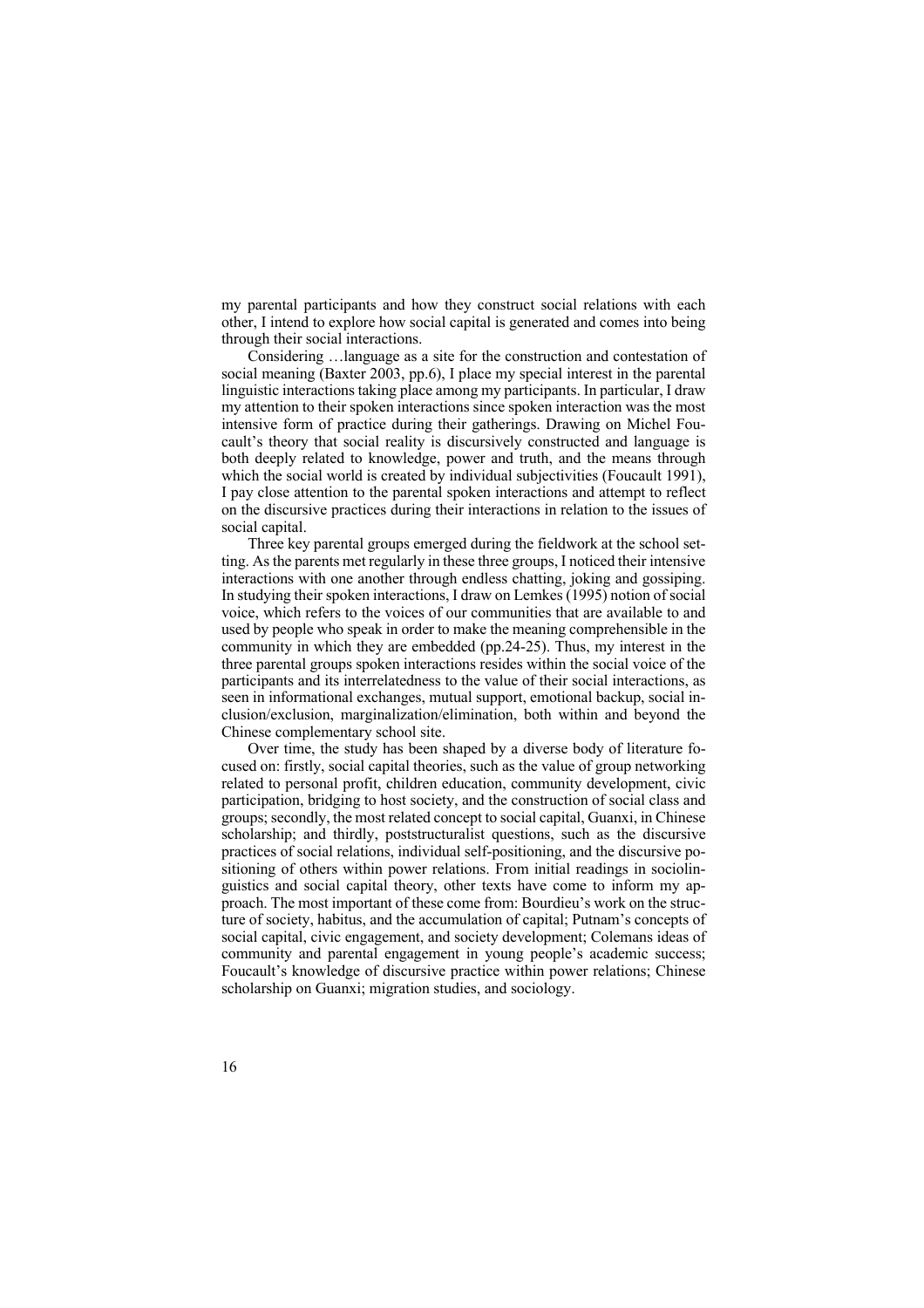my parental participants and how they construct social relations with each other, I intend to explore how social capital is generated and comes into being through their social interactions.

Considering …language as a site for the construction and contestation of social meaning (Baxter 2003, pp.6), I place my special interest in the parental linguistic interactions taking place among my participants. In particular, I draw my attention to their spoken interactions since spoken interaction was the most intensive form of practice during their gatherings. Drawing on Michel Foucault's theory that social reality is discursively constructed and language is both deeply related to knowledge, power and truth, and the means through which the social world is created by individual subjectivities (Foucault 1991), I pay close attention to the parental spoken interactions and attempt to reflect on the discursive practices during their interactions in relation to the issues of social capital.

Three key parental groups emerged during the fieldwork at the school setting. As the parents met regularly in these three groups, I noticed their intensive interactions with one another through endless chatting, joking and gossiping. In studying their spoken interactions, I draw on Lemkes (1995) notion of social voice, which refers to the voices of our communities that are available to and used by people who speak in order to make the meaning comprehensible in the community in which they are embedded (pp.24-25). Thus, my interest in the three parental groups spoken interactions resides within the social voice of the participants and its interrelatedness to the value of their social interactions, as seen in informational exchanges, mutual support, emotional backup, social inclusion/exclusion, marginalization/elimination, both within and beyond the Chinese complementary school site.

Over time, the study has been shaped by a diverse body of literature focused on: firstly, social capital theories, such as the value of group networking related to personal profit, children education, community development, civic participation, bridging to host society, and the construction of social class and groups; secondly, the most related concept to social capital, Guanxi, in Chinese scholarship; and thirdly, poststructuralist questions, such as the discursive practices of social relations, individual self-positioning, and the discursive positioning of others within power relations. From initial readings in sociolinguistics and social capital theory, other texts have come to inform my approach. The most important of these come from: Bourdieu's work on the structure of society, habitus, and the accumulation of capital; Putnam's concepts of social capital, civic engagement, and society development; Colemans ideas of community and parental engagement in young people's academic success; Foucault's knowledge of discursive practice within power relations; Chinese scholarship on Guanxi; migration studies, and sociology.